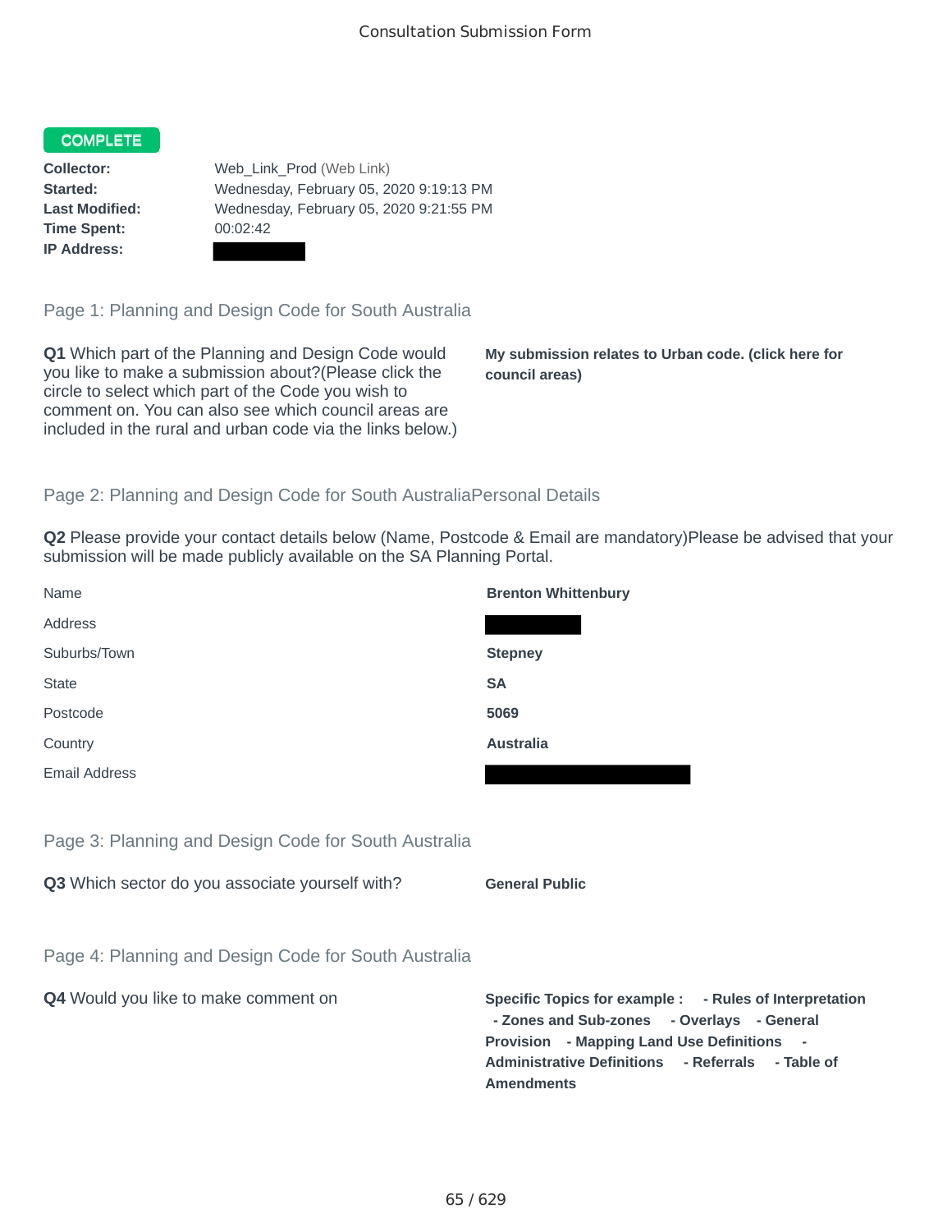Consultation Submission Form

**COMPLETE**

| | |
|---|---|
| **Collector:** | Web_Link_Prod (Web Link) |
| **Started:** | Wednesday, February 05, 2020 9:19:13 PM |
| **Last Modified:** | Wednesday, February 05, 2020 9:21:55 PM |
| **Time Spent:** | 00:02:42 |
| **IP Address:** | |

## Page 1: Planning and Design Code for South Australia

**Q1** Which part of the Planning and Design Code would you like to make a submission about?(Please click the circle to select which part of the Code you wish to comment on. You can also see which council areas are included in the rural and urban code via the links below.)

**My submission relates to Urban code. (click here for council areas)**

## Page 2: Planning and Design Code for South AustraliaPersonal Details

**Q2** Please provide your contact details below (Name, Postcode & Email are mandatory)Please be advised that your submission will be made publicly available on the SA Planning Portal.

| | |
|---|---|
| Name | **Brenton Whittenbury** |
| Address | |
| Suburbs/Town | **Stepney** |
| State | **SA** |
| Postcode | **5069** |
| Country | **Australia** |
| Email Address | |

## Page 3: Planning and Design Code for South Australia

**Q3** Which sector do you associate yourself with?

**General Public**

## Page 4: Planning and Design Code for South Australia

**Q4** Would you like to make comment on

**Specific Topics for example : - Rules of Interpretation - Zones and Sub-zones - Overlays - General Provision - Mapping Land Use Definitions - Administrative Definitions - Referrals - Table of Amendments**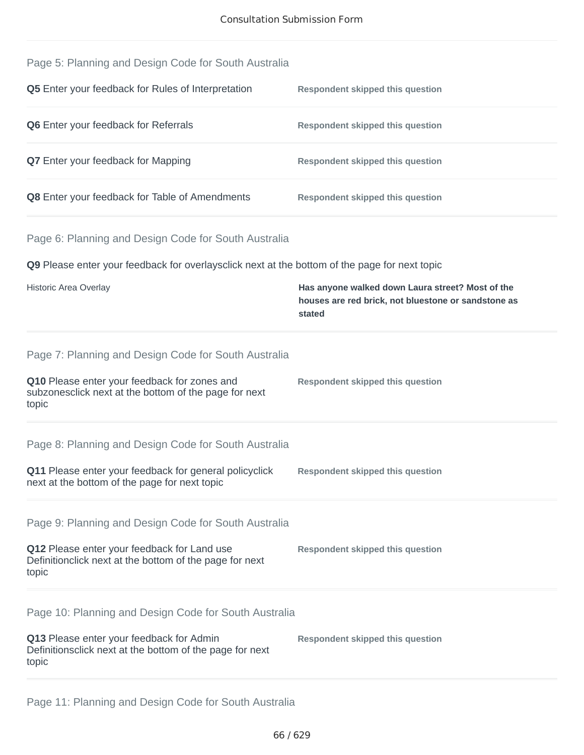## Page 5: Planning and Design Code for South Australia

| | |
|---|---|
| **Q5** Enter your feedback for Rules of Interpretation | **Respondent skipped this question** |
| **Q6** Enter your feedback for Referrals | **Respondent skipped this question** |
| **Q7** Enter your feedback for Mapping | **Respondent skipped this question** |
| **Q8** Enter your feedback for Table of Amendments | **Respondent skipped this question** |

## Page 6: Planning and Design Code for South Australia

**Q9** Please enter your feedback for overlaysclick next at the bottom of the page for next topic

| | |
|---|---|
| Historic Area Overlay | **Has anyone walked down Laura street? Most of the houses are red brick, not bluestone or sandstone as stated** |

## Page 7: Planning and Design Code for South Australia

| | |
|---|---|
| **Q10** Please enter your feedback for zones and subzonesclick next at the bottom of the page for next topic | **Respondent skipped this question** |

## Page 8: Planning and Design Code for South Australia

| | |
|---|---|
| **Q11** Please enter your feedback for general policyclick next at the bottom of the page for next topic | **Respondent skipped this question** |

## Page 9: Planning and Design Code for South Australia

| | |
|---|---|
| **Q12** Please enter your feedback for Land use Definitionclick next at the bottom of the page for next topic | **Respondent skipped this question** |

## Page 10: Planning and Design Code for South Australia

| | |
|---|---|
| **Q13** Please enter your feedback for Admin Definitionsclick next at the bottom of the page for next topic | **Respondent skipped this question** |

## Page 11: Planning and Design Code for South Australia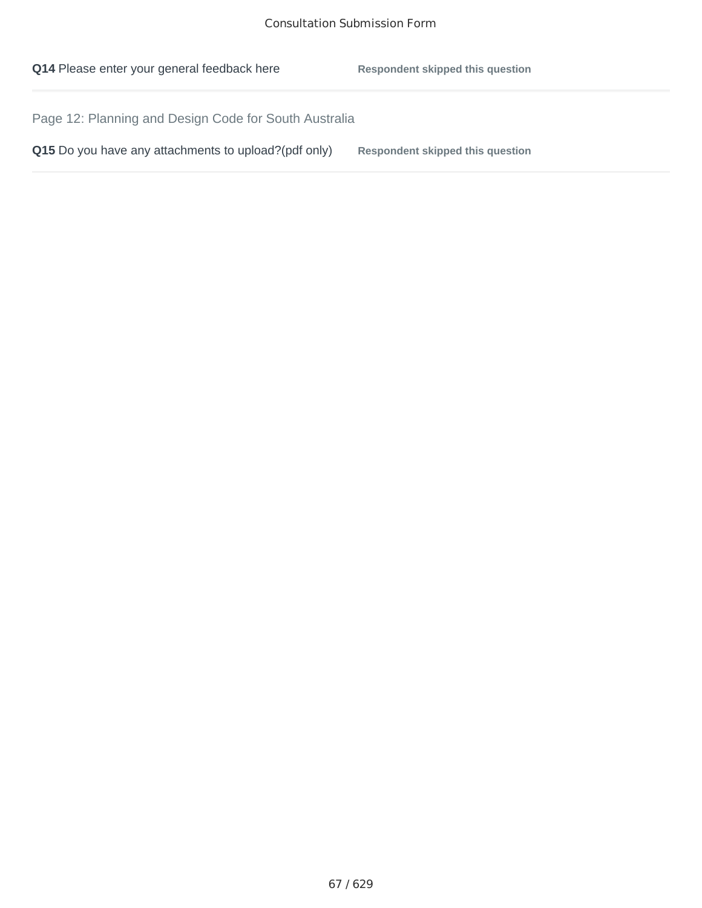**Q14** Please enter your general feedback here **Respondent skipped this question**

Page 12: Planning and Design Code for South Australia

**Q15** Do you have any attachments to upload?(pdf only) **Respondent skipped this question**